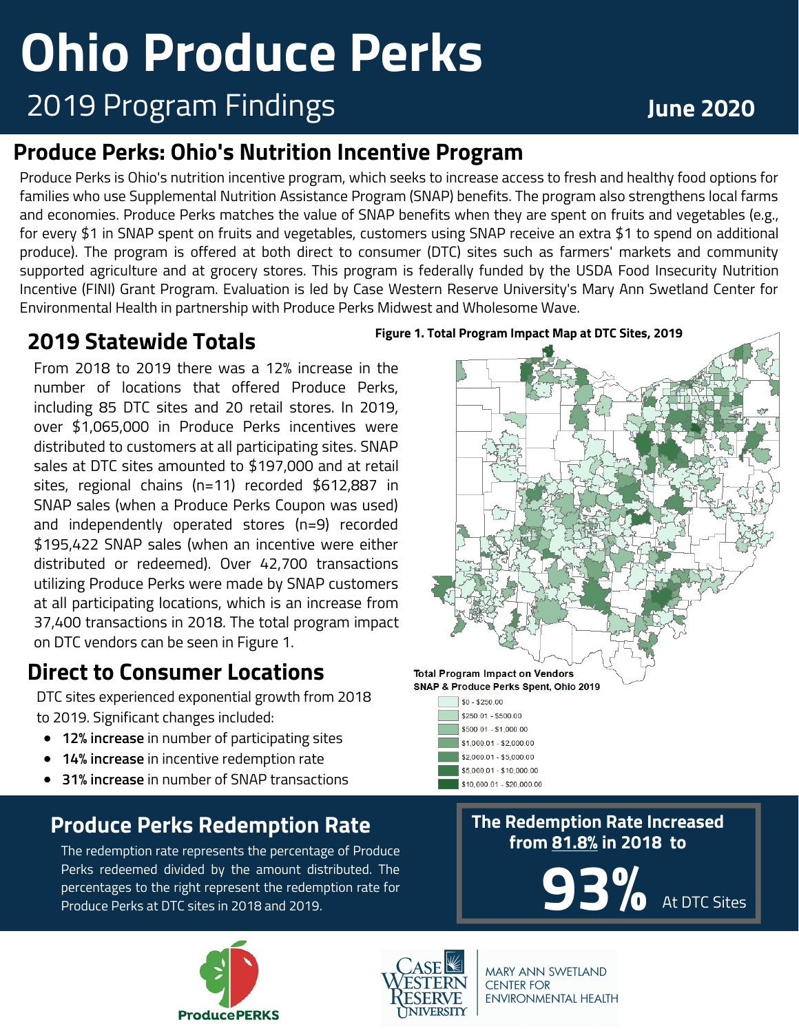# Ohio Produce Perks

## 2019 Program Findings

**June 2020**

## Produce Perks: Ohio's Nutrition Incentive Program

Produce Perks is Ohio's nutrition incentive program, which seeks to increase access to fresh and healthy food options for families who use Supplemental Nutrition Assistance Program (SNAP) benefits. The program also strengthens local farms and economies. Produce Perks matches the value of SNAP benefits when they are spent on fruits and vegetables (e.g., for every $1 in SNAP spent on fruits and vegetables, customers using SNAP receive an extra $1 to spend on additional produce). The program is offered at both direct to consumer (DTC) sites such as farmers' markets and community supported agriculture and at grocery stores. This program is federally funded by the USDA Food Insecurity Nutrition Incentive (FINI) Grant Program. Evaluation is led by Case Western Reserve University's Mary Ann Swetland Center for Environmental Health in partnership with Produce Perks Midwest and Wholesome Wave.

## 2019 Statewide Totals

From 2018 to 2019 there was a 12% increase in the number of locations that offered Produce Perks, including 85 DTC sites and 20 retail stores. In 2019, over $1,065,000 in Produce Perks incentives were distributed to customers at all participating sites. SNAP sales at DTC sites amounted to $197,000 and at retail sites, regional chains (n=11) recorded $612,887 in SNAP sales (when a Produce Perks Coupon was used) and independently operated stores (n=9) recorded $195,422 SNAP sales (when an incentive were either distributed or redeemed). Over 42,700 transactions utilizing Produce Perks were made by SNAP customers at all participating locations, which is an increase from 37,400 transactions in 2018. The total program impact on DTC vendors can be seen in Figure 1.

**Figure 1. Total Program Impact Map at DTC Sites, 2019**

Total Program Impact on Vendors
SNAP & Produce Perks Spent, Ohio 2019

- $0 - $250.00
- $250.01 - $500.00
- $500.01 - $1,000.00
- $1,000.01 - $2,000.00
- $2,000.01 - $5,000.00
- $5,000.01 - $10,000.00
- $10,000.01 - $20,000.00

## Direct to Consumer Locations

DTC sites experienced exponential growth from 2018 to 2019. Significant changes included:

- **12% increase** in number of participating sites
- **14% increase** in incentive redemption rate
- **31% increase** in number of SNAP transactions

## Produce Perks Redemption Rate

The redemption rate represents the percentage of Produce Perks redeemed divided by the amount distributed. The percentages to the right represent the redemption rate for Produce Perks at DTC sites in 2018 and 2019.

**The Redemption Rate Increased from 81.8% in 2018 to**

**93%** At DTC Sites

ProducePERKS

Case Western Reserve University — Mary Ann Swetland Center for Environmental Health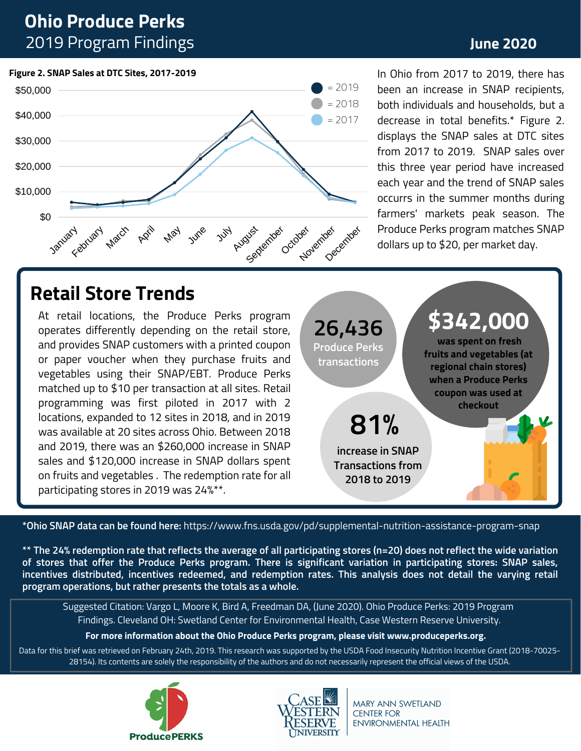# Ohio Produce Perks
## 2019 Program Findings

**June 2020**

**Figure 2. SNAP Sales at DTC Sites, 2017-2019**

$50,000
$40,000
$30,000
$20,000
$10,000
$0

January February March April May June July August September October November December

= 2019
= 2018
= 2017

In Ohio from 2017 to 2019, there has been an increase in SNAP recipients, both individuals and households, but a decrease in total benefits.* Figure 2. displays the SNAP sales at DTC sites from 2017 to 2019. SNAP sales over this three year period have increased each year and the trend of SNAP sales occurs in the summer months during farmers' markets peak season. The Produce Perks program matches SNAP dollars up to $20, per market day.

## Retail Store Trends

At retail locations, the Produce Perks program operates differently depending on the retail store, and provides SNAP customers with a printed coupon or paper voucher when they purchase fruits and vegetables using their SNAP/EBT. Produce Perks matched up to $10 per transaction at all sites. Retail programming was first piloted in 2017 with 2 locations, expanded to 12 sites in 2018, and in 2019 was available at 20 sites across Ohio. Between 2018 and 2019, there was an $260,000 increase in SNAP sales and $120,000 increase in SNAP dollars spent on fruits and vegetables . The redemption rate for all participating stores in 2019 was 24%**.

**26,436** Produce Perks transactions

**$342,000** was spent on fresh fruits and vegetables (at regional chain stores) when a Produce Perks coupon was used at checkout

**81%** increase in SNAP Transactions from 2018 to 2019

**\*Ohio SNAP data can be found here:** https://www.fns.usda.gov/pd/supplemental-nutrition-assistance-program-snap

**\*\* The 24% redemption rate that reflects the average of all participating stores (n=20) does not reflect the wide variation of stores that offer the Produce Perks program. There is significant variation in participating stores: SNAP sales, incentives distributed, incentives redeemed, and redemption rates. This analysis does not detail the varying retail program operations, but rather presents the totals as a whole.**

Suggested Citation: Vargo L, Moore K, Bird A, Freedman DA, (June 2020). Ohio Produce Perks: 2019 Program Findings. Cleveland OH: Swetland Center for Environmental Health, Case Western Reserve University.

**For more information about the Ohio Produce Perks program, please visit www.produceperks.org.**

Data for this brief was retrieved on February 24th, 2019. This research was supported by the USDA Food Insecurity Nutrition Incentive Grant (2018-70025-28154). Its contents are solely the responsibility of the authors and do not necessarily represent the official views of the USDA.

ProducePERKS

Case Western Reserve University | Mary Ann Swetland Center for Environmental Health